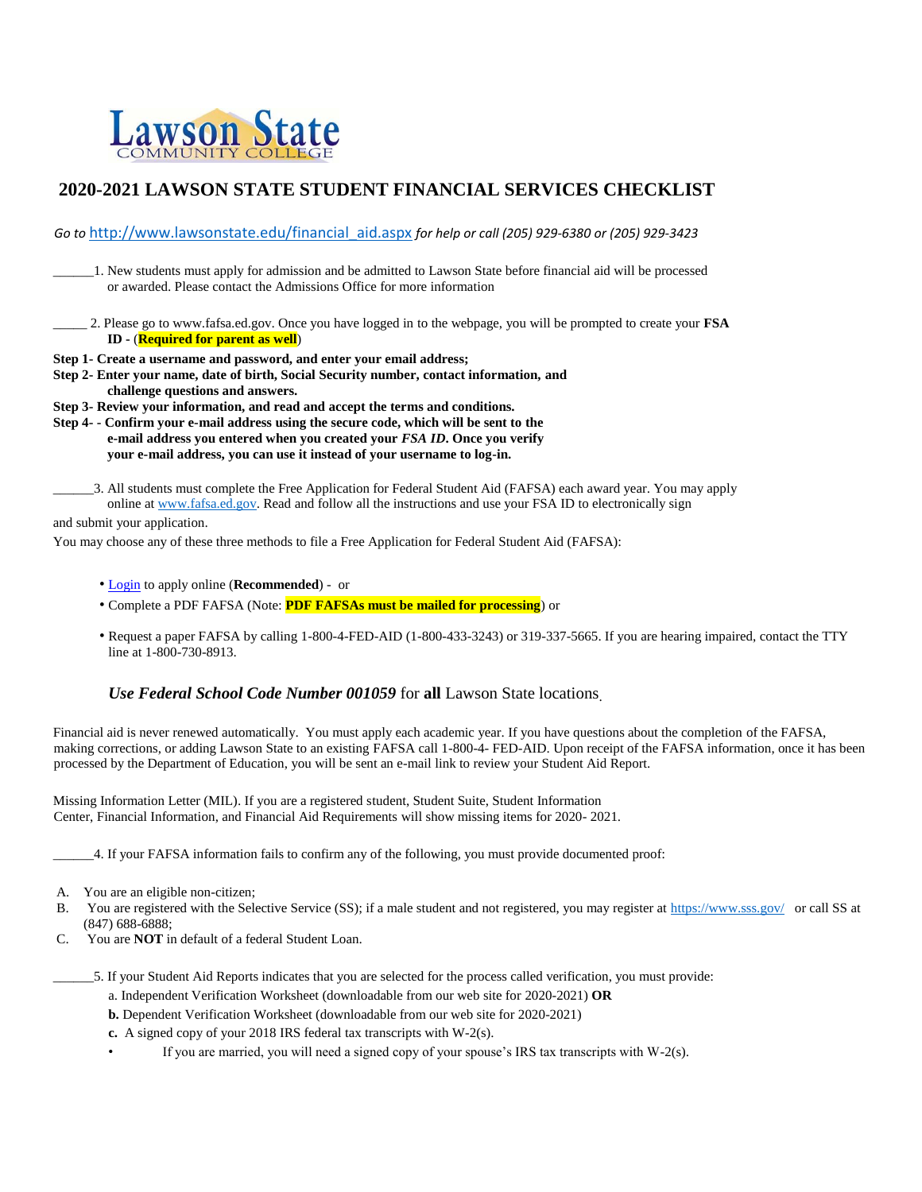Lawson State
COMMUNITY COLLEGE

# 2020-2021 LAWSON STATE STUDENT FINANCIAL SERVICES CHECKLIST

*Go to http://www.lawsonstate.edu/financial_aid.aspx for help or call (205) 929-6380 or (205) 929-3423*

______1. New students must apply for admission and be admitted to Lawson State before financial aid will be processed or awarded. Please contact the Admissions Office for more information

_____ 2. Please go to www.fafsa.ed.gov. Once you have logged in to the webpage, you will be prompted to create your **FSA ID** - (**Required for parent as well**)

**Step 1- Create a username and password, and enter your email address;**
**Step 2- Enter your name, date of birth, Social Security number, contact information, and challenge questions and answers.**
**Step 3- Review your information, and read and accept the terms and conditions.**
**Step 4- - Confirm your e-mail address using the secure code, which will be sent to the e-mail address you entered when you created your *FSA ID*. Once you verify your e-mail address, you can use it instead of your username to log-in.**

______3. All students must complete the Free Application for Federal Student Aid (FAFSA) each award year. You may apply online at www.fafsa.ed.gov. Read and follow all the instructions and use your FSA ID to electronically sign and submit your application.

You may choose any of these three methods to file a Free Application for Federal Student Aid (FAFSA):

- Login to apply online (**Recommended**) - or
- Complete a PDF FAFSA (Note: **PDF FAFSAs must be mailed for processing**) or
- Request a paper FAFSA by calling 1-800-4-FED-AID (1-800-433-3243) or 319-337-5665. If you are hearing impaired, contact the TTY line at 1-800-730-8913.

***Use Federal School Code Number 001059*** for **all** Lawson State locations.

Financial aid is never renewed automatically. You must apply each academic year. If you have questions about the completion of the FAFSA, making corrections, or adding Lawson State to an existing FAFSA call 1-800-4- FED-AID. Upon receipt of the FAFSA information, once it has been processed by the Department of Education, you will be sent an e-mail link to review your Student Aid Report.

Missing Information Letter (MIL). If you are a registered student, Student Suite, Student Information Center, Financial Information, and Financial Aid Requirements will show missing items for 2020- 2021.

______4. If your FAFSA information fails to confirm any of the following, you must provide documented proof:

A. You are an eligible non-citizen;
B. You are registered with the Selective Service (SS); if a male student and not registered, you may register at https://www.sss.gov/ or call SS at (847) 688-6888;
C. You are **NOT** in default of a federal Student Loan.

______5. If your Student Aid Reports indicates that you are selected for the process called verification, you must provide:

a. Independent Verification Worksheet (downloadable from our web site for 2020-2021) **OR**
**b.** Dependent Verification Worksheet (downloadable from our web site for 2020-2021)
**c.** A signed copy of your 2018 IRS federal tax transcripts with W-2(s).
- If you are married, you will need a signed copy of your spouse's IRS tax transcripts with W-2(s).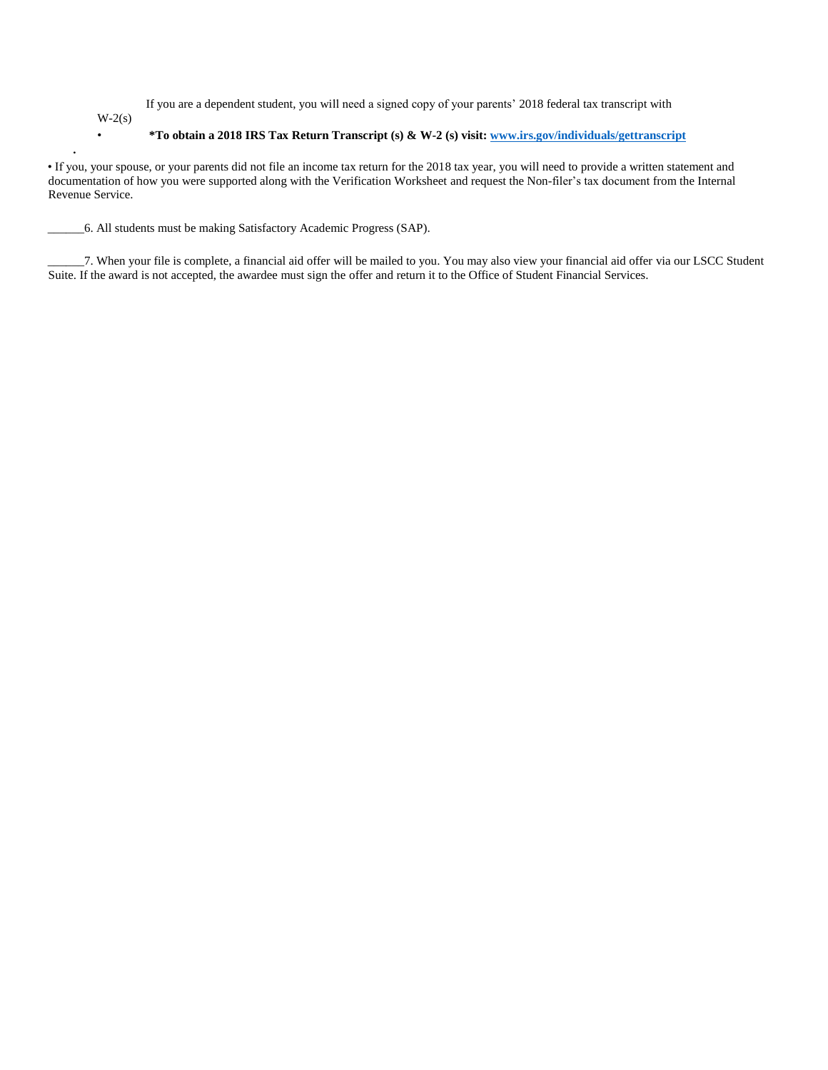If you are a dependent student, you will need a signed copy of your parents' 2018 federal tax transcript with W-2(s)

- **\*To obtain a 2018 IRS Tax Return Transcript (s) & W-2 (s) visit: [www.irs.gov/individuals/gettranscript](http://www.irs.gov/individuals/gettranscript)**

- If you, your spouse, or your parents did not file an income tax return for the 2018 tax year, you will need to provide a written statement and documentation of how you were supported along with the Verification Worksheet and request the Non-filer's tax document from the Internal Revenue Service.

______6. All students must be making Satisfactory Academic Progress (SAP).

______7. When your file is complete, a financial aid offer will be mailed to you. You may also view your financial aid offer via our LSCC Student Suite. If the award is not accepted, the awardee must sign the offer and return it to the Office of Student Financial Services.